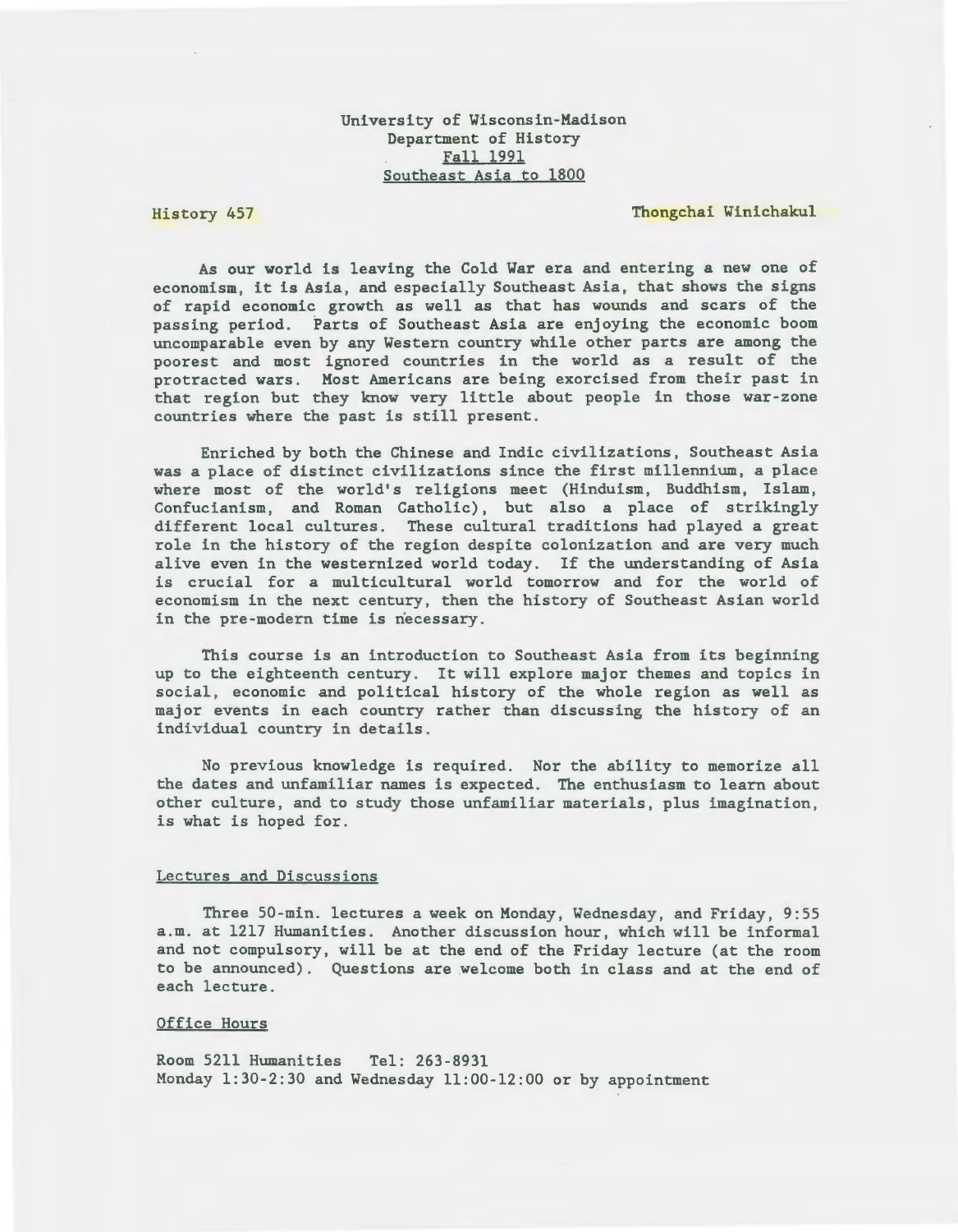University of Wisconsin-Madison
Department of History
Fall 1991
Southeast Asia to 1800

History 457 Thongchai Winichakul

As our world is leaving the Cold War era and entering a new one of economism, it is Asia, and especially Southeast Asia, that shows the signs of rapid economic growth as well as that has wounds and scars of the passing period. Parts of Southeast Asia are enjoying the economic boom uncomparable even by any Western country while other parts are among the poorest and most ignored countries in the world as a result of the protracted wars. Most Americans are being exorcised from their past in that region but they know very little about people in those war-zone countries where the past is still present.

Enriched by both the Chinese and Indic civilizations, Southeast Asia was a place of distinct civilizations since the first millennium, a place where most of the world's religions meet (Hinduism, Buddhism, Islam, Confucianism, and Roman Catholic), but also a place of strikingly different local cultures. These cultural traditions had played a great role in the history of the region despite colonization and are very much alive even in the westernized world today. If the understanding of Asia is crucial for a multicultural world tomorrow and for the world of economism in the next century, then the history of Southeast Asian world in the pre-modern time is necessary.

This course is an introduction to Southeast Asia from its beginning up to the eighteenth century. It will explore major themes and topics in social, economic and political history of the whole region as well as major events in each country rather than discussing the history of an individual country in details.

No previous knowledge is required. Nor the ability to memorize all the dates and unfamiliar names is expected. The enthusiasm to learn about other culture, and to study those unfamiliar materials, plus imagination, is what is hoped for.

## Lectures and Discussions

Three 50-min. lectures a week on Monday, Wednesday, and Friday, 9:55 a.m. at 1217 Humanities. Another discussion hour, which will be informal and not compulsory, will be at the end of the Friday lecture (at the room to be announced). Questions are welcome both in class and at the end of each lecture.

## Office Hours

Room 5211 Humanities Tel: 263-8931
Monday 1:30-2:30 and Wednesday 11:00-12:00 or by appointment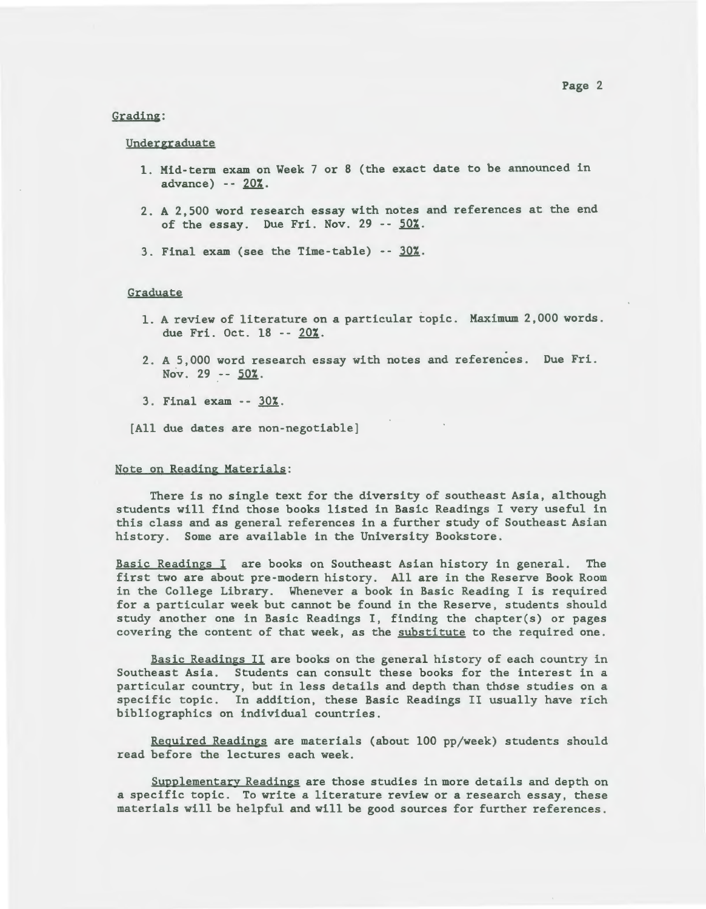Grading:

Undergraduate

1. Mid-term exam on Week 7 or 8 (the exact date to be announced in advance) -- 20%.
2. A 2,500 word research essay with notes and references at the end of the essay. Due Fri. Nov. 29 -- 50%.
3. Final exam (see the Time-table) -- 30%.

Graduate

1. A review of literature on a particular topic. Maximum 2,000 words. due Fri. Oct. 18 -- 20%.
2. A 5,000 word research essay with notes and references. Due Fri. Nov. 29 -- 50%.
3. Final exam -- 30%.

[All due dates are non-negotiable]

Note on Reading Materials:

There is no single text for the diversity of southeast Asia, although students will find those books listed in Basic Readings I very useful in this class and as general references in a further study of Southeast Asian history. Some are available in the University Bookstore.

Basic Readings I are books on Southeast Asian history in general. The first two are about pre-modern history. All are in the Reserve Book Room in the College Library. Whenever a book in Basic Reading I is required for a particular week but cannot be found in the Reserve, students should study another one in Basic Readings I, finding the chapter(s) or pages covering the content of that week, as the substitute to the required one.

Basic Readings II are books on the general history of each country in Southeast Asia. Students can consult these books for the interest in a particular country, but in less details and depth than those studies on a specific topic. In addition, these Basic Readings II usually have rich bibliographics on individual countries.

Required Readings are materials (about 100 pp/week) students should read before the lectures each week.

Supplementary Readings are those studies in more details and depth on a specific topic. To write a literature review or a research essay, these materials will be helpful and will be good sources for further references.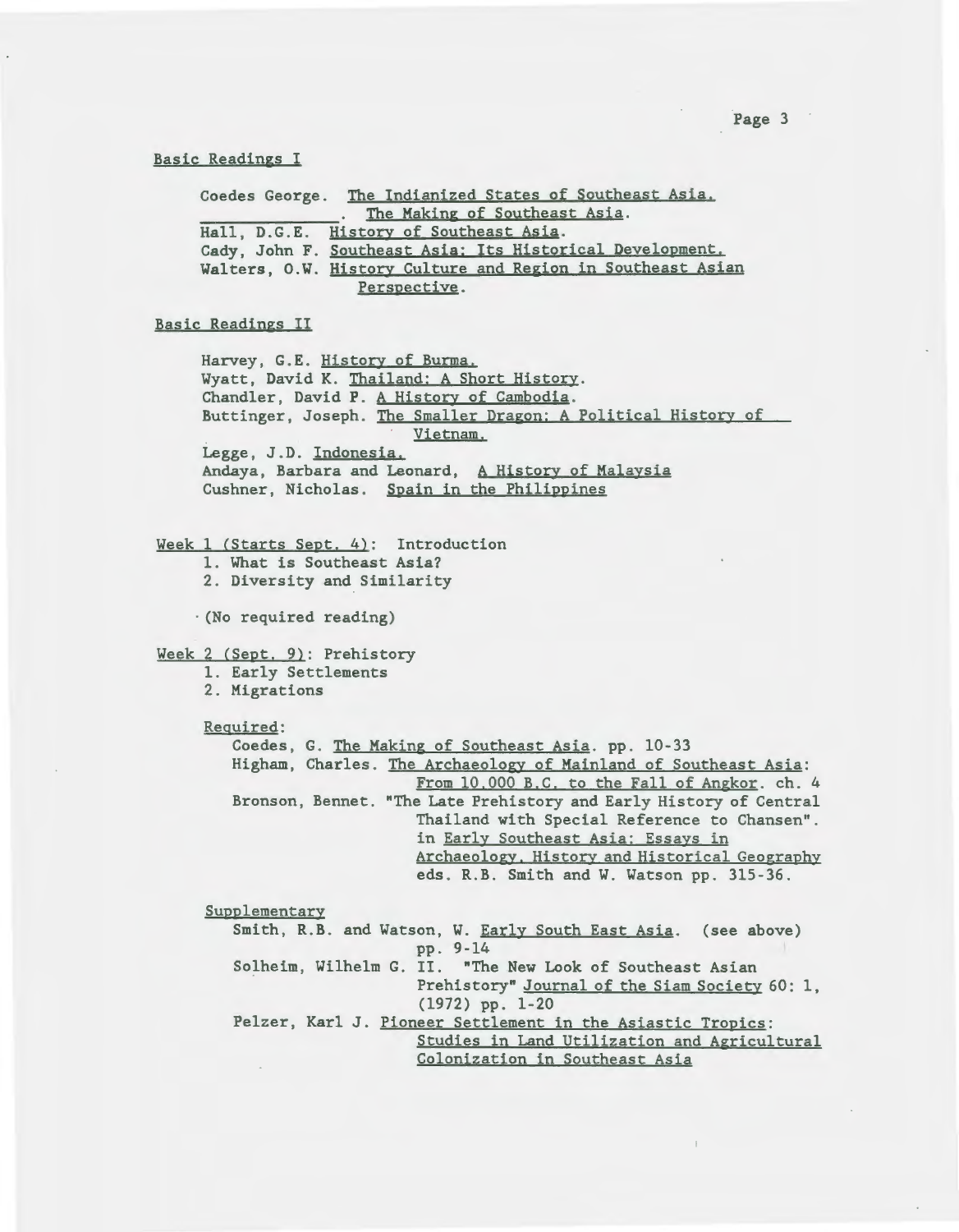## Basic Readings I

Coedes George. The Indianized States of Southeast Asia.
\_\_\_\_\_\_\_\_\_\_\_\_. The Making of Southeast Asia.
Hall, D.G.E. History of Southeast Asia.
Cady, John F. Southeast Asia: Its Historical Development.
Walters, O.W. History Culture and Region in Southeast Asian Perspective.

## Basic Readings II

Harvey, G.E. History of Burma.
Wyatt, David K. Thailand: A Short History.
Chandler, David P. A History of Cambodia.
Buttinger, Joseph. The Smaller Dragon: A Political History of Vietnam.
Legge, J.D. Indonesia.
Andaya, Barbara and Leonard, A History of Malaysia
Cushner, Nicholas. Spain in the Philippines

## Week 1 (Starts Sept. 4): Introduction

1. What is Southeast Asia?
2. Diversity and Similarity

(No required reading)

## Week 2 (Sept. 9): Prehistory

1. Early Settlements
2. Migrations

Required:

Coedes, G. The Making of Southeast Asia. pp. 10-33
Higham, Charles. The Archaeology of Mainland of Southeast Asia: From 10,000 B.C. to the Fall of Angkor. ch. 4
Bronson, Bennet. "The Late Prehistory and Early History of Central Thailand with Special Reference to Chansen". in Early Southeast Asia: Essays in Archaeology, History and Historical Geography eds. R.B. Smith and W. Watson pp. 315-36.

Supplementary

Smith, R.B. and Watson, W. Early South East Asia. (see above) pp. 9-14
Solheim, Wilhelm G. II. "The New Look of Southeast Asian Prehistory" Journal of the Siam Society 60: 1, (1972) pp. 1-20
Pelzer, Karl J. Pioneer Settlement in the Asiastic Tropics: Studies in Land Utilization and Agricultural Colonization in Southeast Asia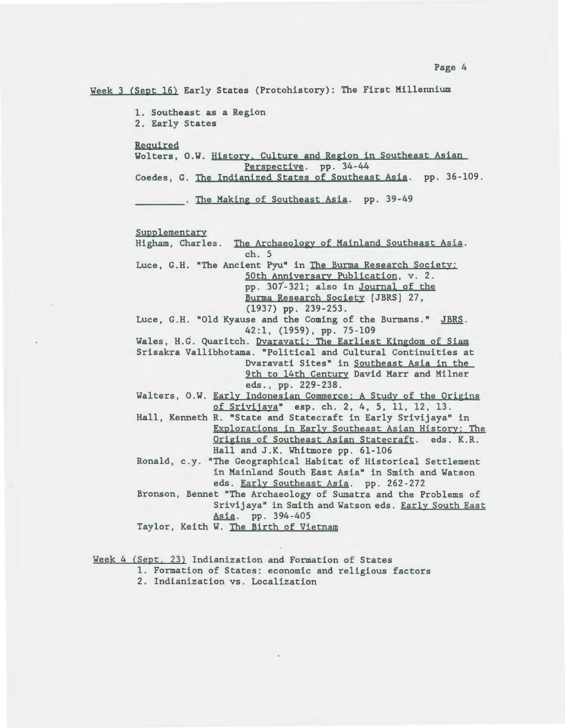Week 3 (Sept 16) Early States (Protohistory): The First Millennium

1. Southeast as a Region
2. Early States

Required

Wolters, O.W. History, Culture and Region in Southeast Asian Perspective. pp. 34-44

Coedes, G. The Indianized States of Southeast Asia. pp. 36-109.

________. The Making of Southeast Asia. pp. 39-49

Supplementary

Higham, Charles. The Archaeology of Mainland Southeast Asia. ch. 5

Luce, G.H. "The Ancient Pyu" in The Burma Research Society: 50th Anniversary Publication, v. 2. pp. 307-321; also in Journal of the Burma Research Society [JBRS] 27, (1937) pp. 239-253.

Luce, G.H. "Old Kyause and the Coming of the Burmans." JBRS. 42:1, (1959), pp. 75-109

Wales, H.G. Quaritch. Dvaravati: The Earliest Kingdom of Siam

Srisakra Vallibhotama. "Political and Cultural Continuities at Dvaravati Sites" in Southeast Asia in the 9th to 14th Century David Marr and Milner eds., pp. 229-238.

Walters, O.W. Early Indonesian Commerce: A Study of the Origins of Srivijaya" esp. ch. 2, 4, 5, 11, 12, 13.

Hall, Kenneth R. "State and Statecraft in Early Srivijaya" in Explorations in Early Southeast Asian History: The Origins of Southeast Asian Statecraft. eds. K.R. Hall and J.K. Whitmore pp. 61-106

Ronald, c.y. "The Geographical Habitat of Historical Settlement in Mainland South East Asia" in Smith and Watson eds. Early Southeast Asia. pp. 262-272

Bronson, Bennet "The Archaeology of Sumatra and the Problems of Srivijaya" in Smith and Watson eds. Early South East Asia. pp. 394-405

Taylor, Keith W. The Birth of Vietnam

Week 4 (Sept. 23) Indianization and Formation of States

1. Formation of States: economic and religious factors
2. Indianization vs. Localization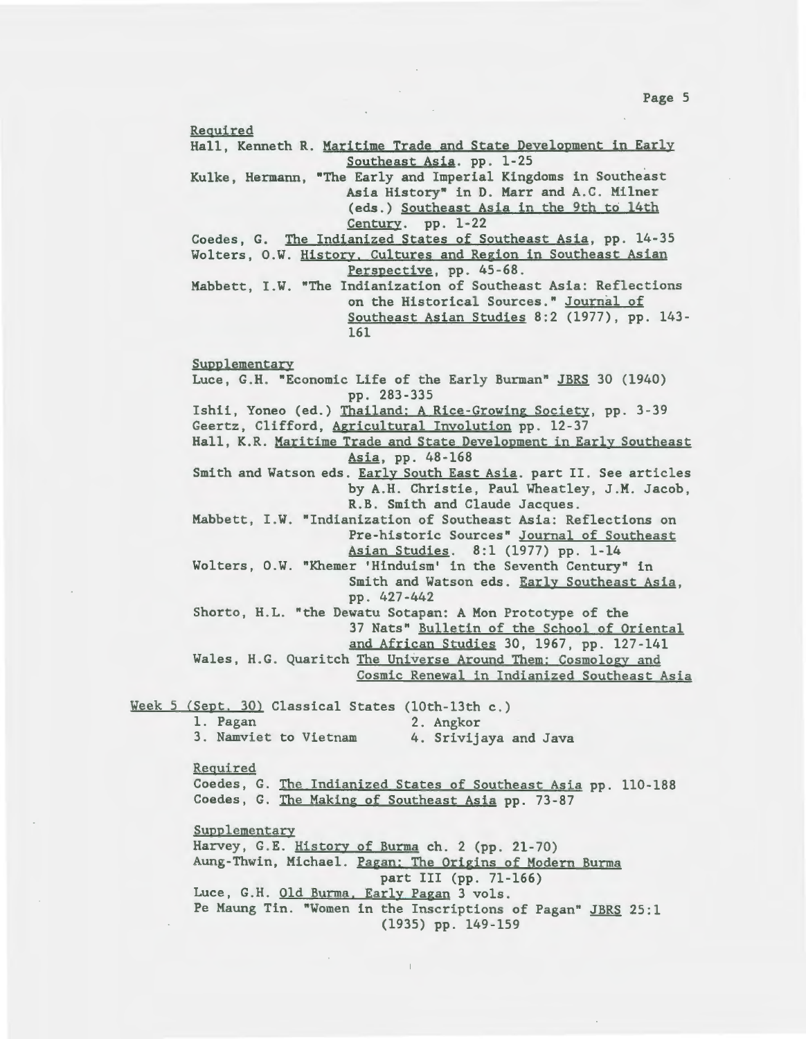Required

Hall, Kenneth R. Maritime Trade and State Development in Early Southeast Asia. pp. 1-25

Kulke, Hermann, "The Early and Imperial Kingdoms in Southeast Asia History" in D. Marr and A.C. Milner (eds.) Southeast Asia in the 9th to 14th Century. pp. 1-22

Coedes, G. The Indianized States of Southeast Asia, pp. 14-35

Wolters, O.W. History, Cultures and Region in Southeast Asian Perspective, pp. 45-68.

Mabbett, I.W. "The Indianization of Southeast Asia: Reflections on the Historical Sources." Journal of Southeast Asian Studies 8:2 (1977), pp. 143-161

Supplementary

Luce, G.H. "Economic Life of the Early Burman" JBRS 30 (1940) pp. 283-335

Ishii, Yoneo (ed.) Thailand: A Rice-Growing Society, pp. 3-39

Geertz, Clifford, Agricultural Involution pp. 12-37

Hall, K.R. Maritime Trade and State Development in Early Southeast Asia, pp. 48-168

Smith and Watson eds. Early South East Asia. part II. See articles by A.H. Christie, Paul Wheatley, J.M. Jacob, R.B. Smith and Claude Jacques.

Mabbett, I.W. "Indianization of Southeast Asia: Reflections on Pre-historic Sources" Journal of Southeast Asian Studies. 8:1 (1977) pp. 1-14

Wolters, O.W. "Khemer 'Hinduism' in the Seventh Century" in Smith and Watson eds. Early Southeast Asia, pp. 427-442

Shorto, H.L. "the Dewatu Sotapan: A Mon Prototype of the 37 Nats" Bulletin of the School of Oriental and African Studies 30, 1967, pp. 127-141

Wales, H.G. Quaritch The Universe Around Them: Cosmology and Cosmic Renewal in Indianized Southeast Asia

Week 5 (Sept. 30) Classical States (10th-13th c.)

1. Pagan
2. Angkor
3. Namviet to Vietnam
4. Srivijaya and Java

Required

Coedes, G. The Indianized States of Southeast Asia pp. 110-188

Coedes, G. The Making of Southeast Asia pp. 73-87

Supplementary

Harvey, G.E. History of Burma ch. 2 (pp. 21-70)

Aung-Thwin, Michael. Pagan: The Origins of Modern Burma part III (pp. 71-166)

Luce, G.H. Old Burma, Early Pagan 3 vols.

Pe Maung Tin. "Women in the Inscriptions of Pagan" JBRS 25:1 (1935) pp. 149-159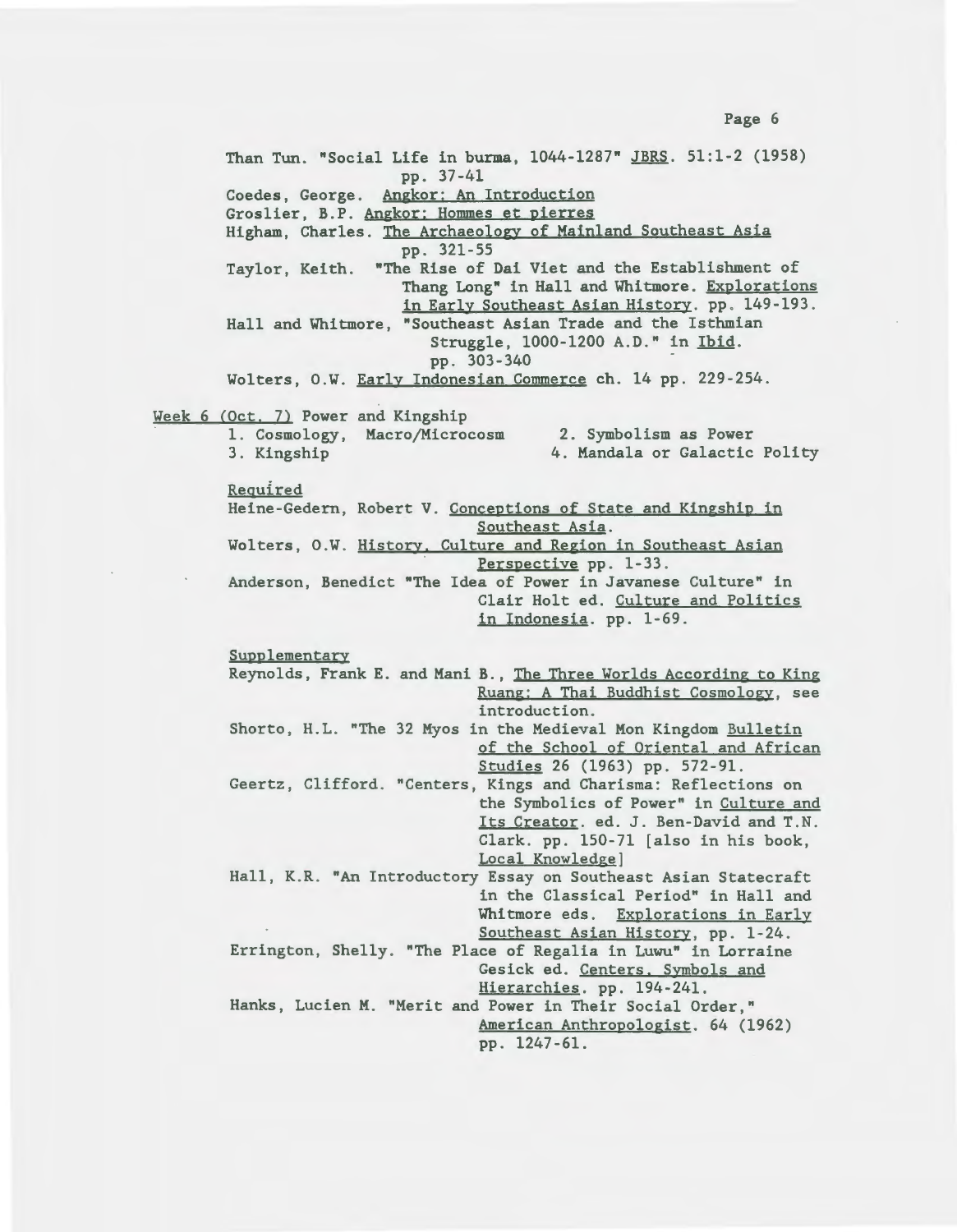Than Tun. "Social Life in burma, 1044-1287" JBRS. 51:1-2 (1958) pp. 37-41

Coedes, George. Angkor: An Introduction

Groslier, B.P. Angkor: Hommes et pierres

Higham, Charles. The Archaeology of Mainland Southeast Asia pp. 321-55

Taylor, Keith. "The Rise of Dai Viet and the Establishment of Thang Long" in Hall and Whitmore. Explorations in Early Southeast Asian History. pp. 149-193.

Hall and Whitmore, "Southeast Asian Trade and the Isthmian Struggle, 1000-1200 A.D." in Ibid. pp. 303-340

Wolters, O.W. Early Indonesian Commerce ch. 14 pp. 229-254.

Week 6 (Oct. 7) Power and Kingship

1. Cosmology, Macro/Microcosm
2. Symbolism as Power
3. Kingship
4. Mandala or Galactic Polity

Required

Heine-Gedern, Robert V. Conceptions of State and Kingship in Southeast Asia.

Wolters, O.W. History, Culture and Region in Southeast Asian Perspective pp. 1-33.

Anderson, Benedict "The Idea of Power in Javanese Culture" in Clair Holt ed. Culture and Politics in Indonesia. pp. 1-69.

Supplementary

Reynolds, Frank E. and Mani B., The Three Worlds According to King Ruang: A Thai Buddhist Cosmology, see introduction.

Shorto, H.L. "The 32 Myos in the Medieval Mon Kingdom Bulletin of the School of Oriental and African Studies 26 (1963) pp. 572-91.

Geertz, Clifford. "Centers, Kings and Charisma: Reflections on the Symbolics of Power" in Culture and Its Creator. ed. J. Ben-David and T.N. Clark. pp. 150-71 [also in his book, Local Knowledge]

Hall, K.R. "An Introductory Essay on Southeast Asian Statecraft in the Classical Period" in Hall and Whitmore eds. Explorations in Early Southeast Asian History, pp. 1-24.

Errington, Shelly. "The Place of Regalia in Luwu" in Lorraine Gesick ed. Centers, Symbols and Hierarchies. pp. 194-241.

Hanks, Lucien M. "Merit and Power in Their Social Order," American Anthropologist. 64 (1962) pp. 1247-61.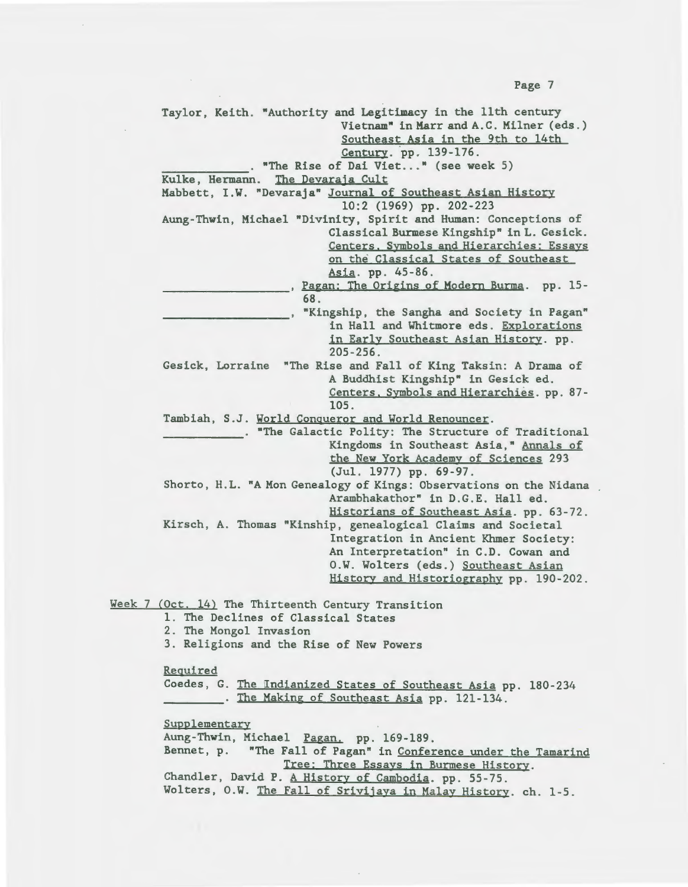Taylor, Keith. "Authority and Legitimacy in the 11th century Vietnam" in Marr and A.C. Milner (eds.) Southeast Asia in the 9th to 14th Century. pp. 139-176.

\_\_\_\_\_\_\_\_\_\_\_\_. "The Rise of Dai Viet..." (see week 5)

Kulke, Hermann. The Devaraja Cult

Mabbett, I.W. "Devaraja" Journal of Southeast Asian History 10:2 (1969) pp. 202-223

Aung-Thwin, Michael "Divinity, Spirit and Human: Conceptions of Classical Burmese Kingship" in L. Gesick. Centers, Symbols and Hierarchies: Essays on the Classical States of Southeast Asia. pp. 45-86.

\_\_\_\_\_\_\_\_\_\_\_\_\_\_\_\_\_\_, Pagan: The Origins of Modern Burma. pp. 15-68.

\_\_\_\_\_\_\_\_\_\_\_\_\_\_\_\_\_\_, "Kingship, the Sangha and Society in Pagan" in Hall and Whitmore eds. Explorations in Early Southeast Asian History. pp. 205-256.

Gesick, Lorraine "The Rise and Fall of King Taksin: A Drama of A Buddhist Kingship" in Gesick ed. Centers, Symbols and Hierarchies. pp. 87-105.

Tambiah, S.J. World Conqueror and World Renouncer.

\_\_\_\_\_\_\_\_\_\_\_\_. "The Galactic Polity: The Structure of Traditional Kingdoms in Southeast Asia," Annals of the New York Academy of Sciences 293 (Jul. 1977) pp. 69-97.

Shorto, H.L. "A Mon Genealogy of Kings: Observations on the Nidana Arambhakathor" in D.G.E. Hall ed. Historians of Southeast Asia. pp. 63-72.

Kirsch, A. Thomas "Kinship, genealogical Claims and Societal Integration in Ancient Khmer Society: An Interpretation" in C.D. Cowan and O.W. Wolters (eds.) Southeast Asian History and Historiography pp. 190-202.

Week 7 (Oct. 14) The Thirteenth Century Transition

1. The Declines of Classical States
2. The Mongol Invasion
3. Religions and the Rise of New Powers

Required

Coedes, G. The Indianized States of Southeast Asia pp. 180-234

\_\_\_\_\_\_\_\_. The Making of Southeast Asia pp. 121-134.

Supplementary

Aung-Thwin, Michael Pagan. pp. 169-189.

Bennet, p. "The Fall of Pagan" in Conference under the Tamarind Tree: Three Essays in Burmese History.

Chandler, David P. A History of Cambodia. pp. 55-75.

Wolters, O.W. The Fall of Srivijaya in Malay History. ch. 1-5.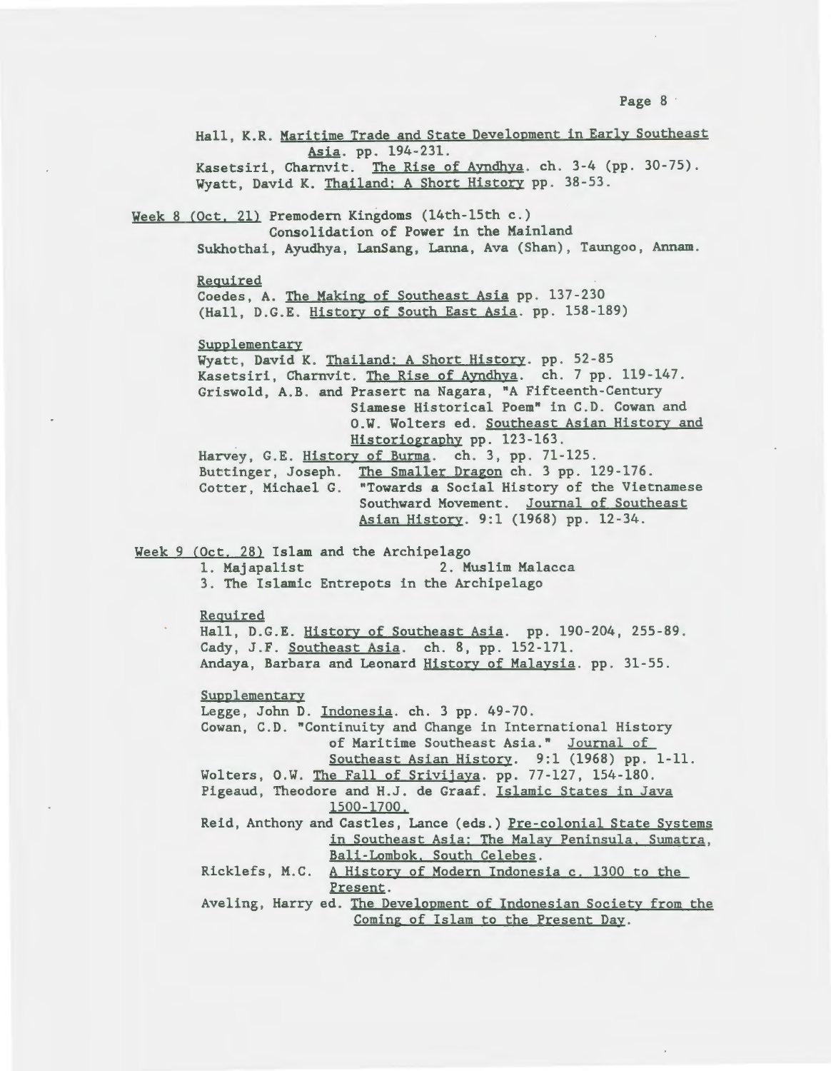Hall, K.R. Maritime Trade and State Development in Early Southeast Asia. pp. 194-231.
Kasetsiri, Charnvit. The Rise of Ayndhya. ch. 3-4 (pp. 30-75).
Wyatt, David K. Thailand: A Short History pp. 38-53.

Week 8 (Oct. 21) Premodern Kingdoms (14th-15th c.)
Consolidation of Power in the Mainland
Sukhothai, Ayudhya, LanSang, Lanna, Ava (Shan), Taungoo, Annam.

Required

Coedes, A. The Making of Southeast Asia pp. 137-230
(Hall, D.G.E. History of South East Asia. pp. 158-189)

Supplementary

Wyatt, David K. Thailand: A Short History. pp. 52-85
Kasetsiri, Charnvit. The Rise of Ayndhya. ch. 7 pp. 119-147.
Griswold, A.B. and Prasert na Nagara, "A Fifteenth-Century Siamese Historical Poem" in C.D. Cowan and O.W. Wolters ed. Southeast Asian History and Historiography pp. 123-163.
Harvey, G.E. History of Burma. ch. 3, pp. 71-125.
Buttinger, Joseph. The Smaller Dragon ch. 3 pp. 129-176.
Cotter, Michael G. "Towards a Social History of the Vietnamese Southward Movement. Journal of Southeast Asian History. 9:1 (1968) pp. 12-34.

Week 9 (Oct. 28) Islam and the Archipelago
1. Majapalist 2. Muslim Malacca
3. The Islamic Entrepots in the Archipelago

Required

Hall, D.G.E. History of Southeast Asia. pp. 190-204, 255-89.
Cady, J.F. Southeast Asia. ch. 8, pp. 152-171.
Andaya, Barbara and Leonard History of Malaysia. pp. 31-55.

Supplementary

Legge, John D. Indonesia. ch. 3 pp. 49-70.
Cowan, C.D. "Continuity and Change in International History of Maritime Southeast Asia." Journal of Southeast Asian History. 9:1 (1968) pp. 1-11.
Wolters, O.W. The Fall of Srivijaya. pp. 77-127, 154-180.
Pigeaud, Theodore and H.J. de Graaf. Islamic States in Java 1500-1700.
Reid, Anthony and Castles, Lance (eds.) Pre-colonial State Systems in Southeast Asia: The Malay Peninsula, Sumatra, Bali-Lombok, South Celebes.
Ricklefs, M.C. A History of Modern Indonesia c. 1300 to the Present.
Aveling, Harry ed. The Development of Indonesian Society from the Coming of Islam to the Present Day.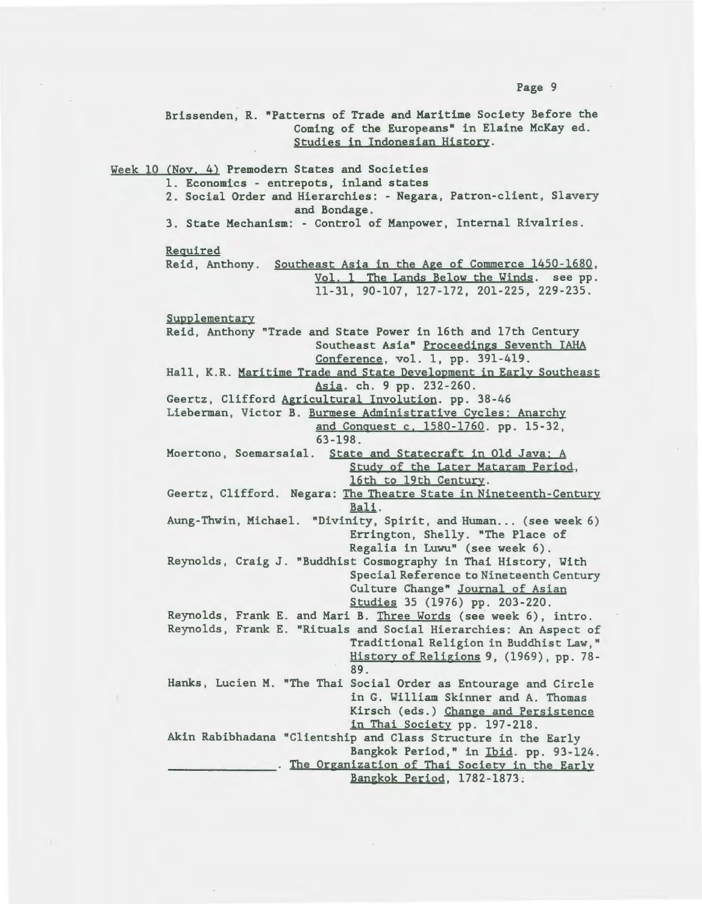Brissenden, R. "Patterns of Trade and Maritime Society Before the Coming of the Europeans" in Elaine McKay ed. Studies in Indonesian History.

Week 10 (Nov. 4) Premodern States and Societies

1. Economics - entrepots, inland states
2. Social Order and Hierarchies: - Negara, Patron-client, Slavery and Bondage.
3. State Mechanism: - Control of Manpower, Internal Rivalries.

Required

Reid, Anthony. Southeast Asia in the Age of Commerce 1450-1680, Vol. 1 The Lands Below the Winds. see pp. 11-31, 90-107, 127-172, 201-225, 229-235.

Supplementary

Reid, Anthony "Trade and State Power in 16th and 17th Century Southeast Asia" Proceedings Seventh IAHA Conference, vol. 1, pp. 391-419.

Hall, K.R. Maritime Trade and State Development in Early Southeast Asia. ch. 9 pp. 232-260.

Geertz, Clifford Agricultural Involution. pp. 38-46

Lieberman, Victor B. Burmese Administrative Cycles: Anarchy and Conquest c. 1580-1760. pp. 15-32, 63-198.

Moertono, Soemarsaial. State and Statecraft in Old Java: A Study of the Later Mataram Period, 16th to 19th Century.

Geertz, Clifford. Negara: The Theatre State in Nineteenth-Century Bali.

Aung-Thwin, Michael. "Divinity, Spirit, and Human... (see week 6)
Errington, Shelly. "The Place of Regalia in Luwu" (see week 6).

Reynolds, Craig J. "Buddhist Cosmography in Thai History, With Special Reference to Nineteenth Century Culture Change" Journal of Asian Studies 35 (1976) pp. 203-220.

Reynolds, Frank E. and Mari B. Three Words (see week 6), intro.

Reynolds, Frank E. "Rituals and Social Hierarchies: An Aspect of Traditional Religion in Buddhist Law," History of Religions 9, (1969), pp. 78-89.

Hanks, Lucien M. "The Thai Social Order as Entourage and Circle in G. William Skinner and A. Thomas Kirsch (eds.) Change and Persistence in Thai Society pp. 197-218.

Akin Rabibhadana "Clientship and Class Structure in the Early Bangkok Period," in Ibid. pp. 93-124.

_______________. The Organization of Thai Society in the Early Bangkok Period, 1782-1873.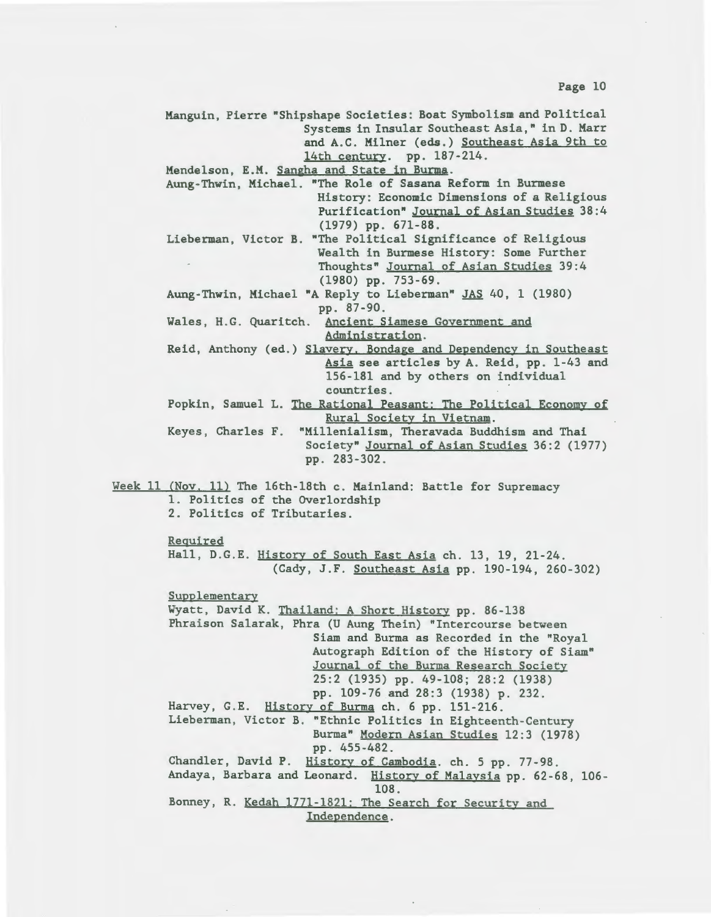Manguin, Pierre "Shipshape Societies: Boat Symbolism and Political Systems in Insular Southeast Asia," in D. Marr and A.C. Milner (eds.) Southeast Asia 9th to 14th century. pp. 187-214.

Mendelson, E.M. Sangha and State in Burma.

Aung-Thwin, Michael. "The Role of Sasana Reform in Burmese History: Economic Dimensions of a Religious Purification" Journal of Asian Studies 38:4 (1979) pp. 671-88.

Lieberman, Victor B. "The Political Significance of Religious Wealth in Burmese History: Some Further Thoughts" Journal of Asian Studies 39:4 (1980) pp. 753-69.

Aung-Thwin, Michael "A Reply to Lieberman" JAS 40, 1 (1980) pp. 87-90.

Wales, H.G. Quaritch. Ancient Siamese Government and Administration.

Reid, Anthony (ed.) Slavery, Bondage and Dependency in Southeast Asia see articles by A. Reid, pp. 1-43 and 156-181 and by others on individual countries.

Popkin, Samuel L. The Rational Peasant: The Political Economy of Rural Society in Vietnam.

Keyes, Charles F. "Millenialism, Theravada Buddhism and Thai Society" Journal of Asian Studies 36:2 (1977) pp. 283-302.

Week 11 (Nov. 11) The 16th-18th c. Mainland: Battle for Supremacy

1. Politics of the Overlordship
2. Politics of Tributaries.

Required

Hall, D.G.E. History of South East Asia ch. 13, 19, 21-24. (Cady, J.F. Southeast Asia pp. 190-194, 260-302)

Supplementary

Wyatt, David K. Thailand: A Short History pp. 86-138

Phraison Salarak, Phra (U Aung Thein) "Intercourse between Siam and Burma as Recorded in the "Royal Autograph Edition of the History of Siam" Journal of the Burma Research Society 25:2 (1935) pp. 49-108; 28:2 (1938) pp. 109-76 and 28:3 (1938) p. 232.

Harvey, G.E. History of Burma ch. 6 pp. 151-216.

Lieberman, Victor B. "Ethnic Politics in Eighteenth-Century Burma" Modern Asian Studies 12:3 (1978) pp. 455-482.

Chandler, David P. History of Cambodia. ch. 5 pp. 77-98.

Andaya, Barbara and Leonard. History of Malaysia pp. 62-68, 106-108.

Bonney, R. Kedah 1771-1821: The Search for Security and Independence.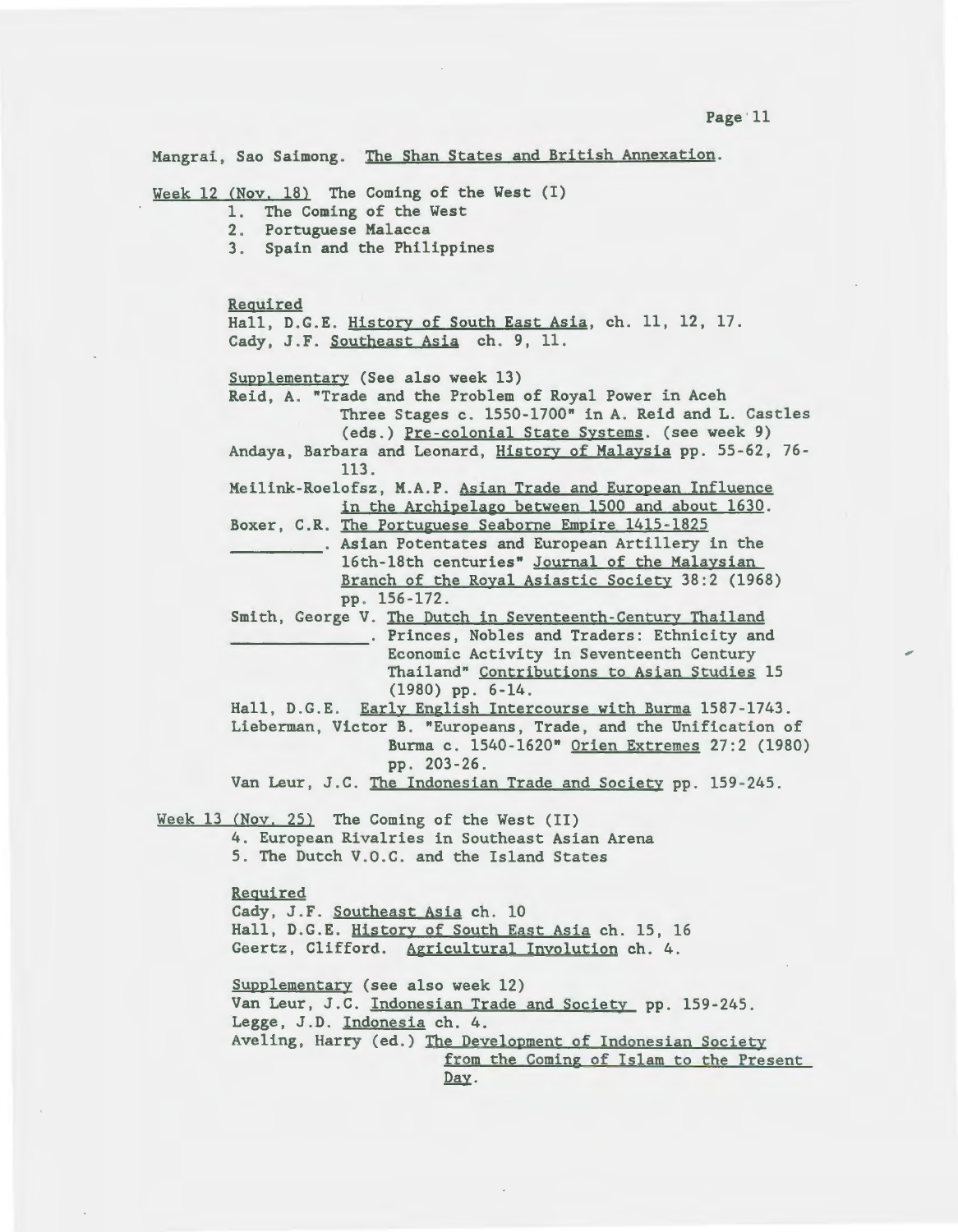Mangrai, Sao Saimong. The Shan States and British Annexation.

Week 12 (Nov. 18) The Coming of the West (I)

1. The Coming of the West
2. Portuguese Malacca
3. Spain and the Philippines

Required

Hall, D.G.E. History of South East Asia, ch. 11, 12, 17.
Cady, J.F. Southeast Asia ch. 9, 11.

Supplementary (See also week 13)

Reid, A. "Trade and the Problem of Royal Power in Aceh Three Stages c. 1550-1700" in A. Reid and L. Castles (eds.) Pre-colonial State Systems. (see week 9)

Andaya, Barbara and Leonard, History of Malaysia pp. 55-62, 76-113.

Meilink-Roelofsz, M.A.P. Asian Trade and European Influence in the Archipelago between 1500 and about 1630.

Boxer, C.R. The Portuguese Seaborne Empire 1415-1825

_________. Asian Potentates and European Artillery in the 16th-18th centuries" Journal of the Malaysian Branch of the Royal Asiastic Society 38:2 (1968) pp. 156-172.

Smith, George V. The Dutch in Seventeenth-Century Thailand

_____________. Princes, Nobles and Traders: Ethnicity and Economic Activity in Seventeenth Century Thailand" Contributions to Asian Studies 15 (1980) pp. 6-14.

Hall, D.G.E. Early English Intercourse with Burma 1587-1743.

Lieberman, Victor B. "Europeans, Trade, and the Unification of Burma c. 1540-1620" Orien Extremes 27:2 (1980) pp. 203-26.

Van Leur, J.C. The Indonesian Trade and Society pp. 159-245.

Week 13 (Nov. 25) The Coming of the West (II)

4. European Rivalries in Southeast Asian Arena
5. The Dutch V.O.C. and the Island States

Required

Cady, J.F. Southeast Asia ch. 10
Hall, D.G.E. History of South East Asia ch. 15, 16
Geertz, Clifford. Agricultural Involution ch. 4.

Supplementary (see also week 12)

Van Leur, J.C. Indonesian Trade and Society pp. 159-245.
Legge, J.D. Indonesia ch. 4.
Aveling, Harry (ed.) The Development of Indonesian Society from the Coming of Islam to the Present Day.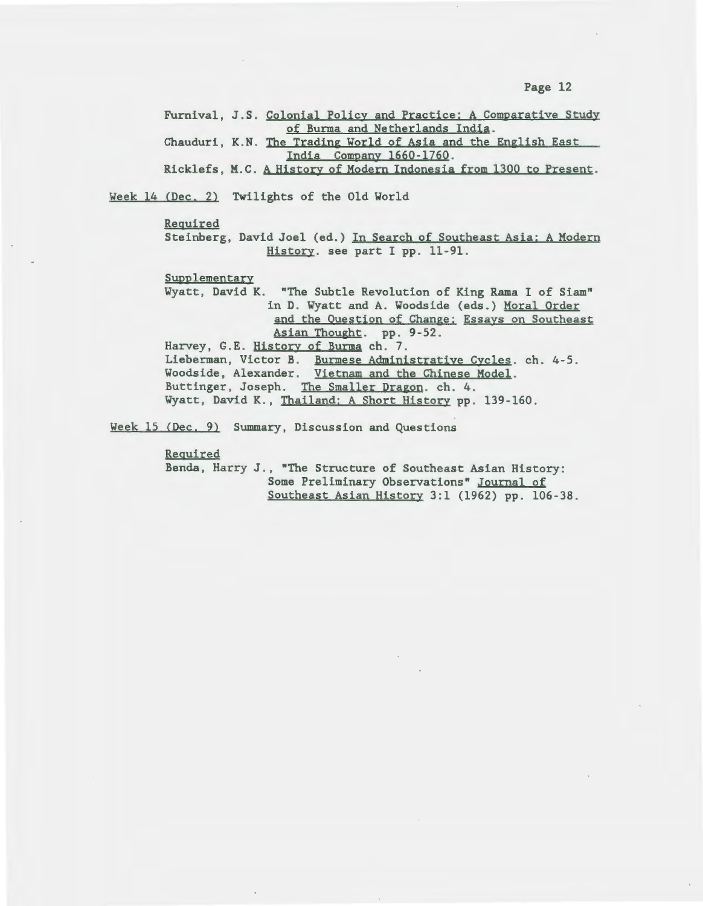Furnival, J.S. Colonial Policy and Practice: A Comparative Study of Burma and Netherlands India.
Chauduri, K.N. The Trading World of Asia and the English East India Company 1660-1760.
Ricklefs, M.C. A History of Modern Indonesia from 1300 to Present.

Week 14 (Dec. 2) Twilights of the Old World

Required

Steinberg, David Joel (ed.) In Search of Southeast Asia: A Modern History. see part I pp. 11-91.

Supplementary

Wyatt, David K. "The Subtle Revolution of King Rama I of Siam" in D. Wyatt and A. Woodside (eds.) Moral Order and the Question of Change: Essays on Southeast Asian Thought. pp. 9-52.
Harvey, G.E. History of Burma ch. 7.
Lieberman, Victor B. Burmese Administrative Cycles. ch. 4-5.
Woodside, Alexander. Vietnam and the Chinese Model.
Buttinger, Joseph. The Smaller Dragon. ch. 4.
Wyatt, David K., Thailand: A Short History pp. 139-160.

Week 15 (Dec. 9) Summary, Discussion and Questions

Required

Benda, Harry J., "The Structure of Southeast Asian History: Some Preliminary Observations" Journal of Southeast Asian History 3:1 (1962) pp. 106-38.